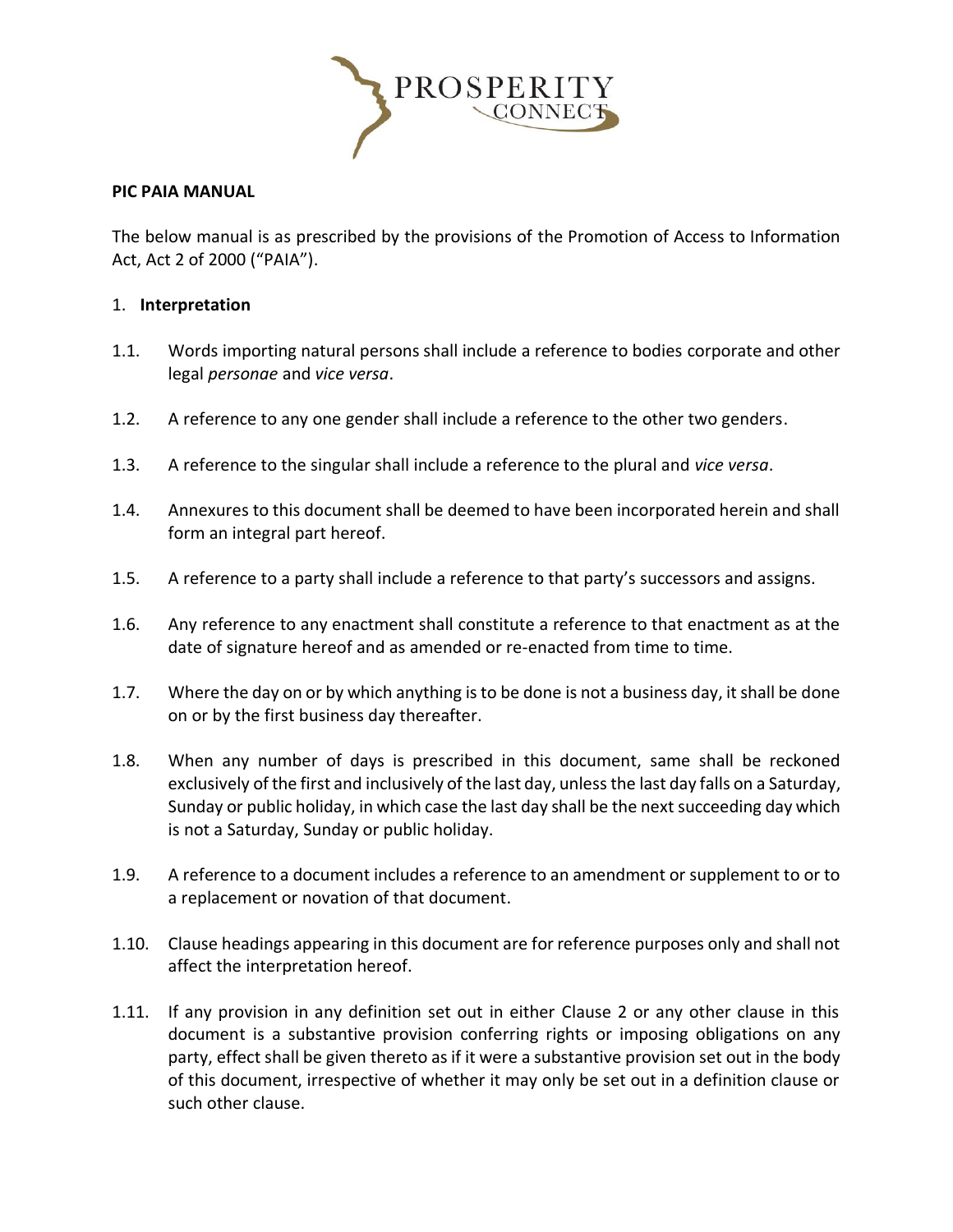**PIC PAIA MANUAL**

The below manual is as prescribed by the provisions of the Promotion of Access to Information Act, Act 2 of 2000 ("PAIA").

1. **Interpretation**

1.1. Words importing natural persons shall include a reference to bodies corporate and other legal *personae* and *vice versa*.

1.2. A reference to any one gender shall include a reference to the other two genders.

1.3. A reference to the singular shall include a reference to the plural and *vice versa*.

1.4. Annexures to this document shall be deemed to have been incorporated herein and shall form an integral part hereof.

1.5. A reference to a party shall include a reference to that party's successors and assigns.

1.6. Any reference to any enactment shall constitute a reference to that enactment as at the date of signature hereof and as amended or re-enacted from time to time.

1.7. Where the day on or by which anything is to be done is not a business day, it shall be done on or by the first business day thereafter.

1.8. When any number of days is prescribed in this document, same shall be reckoned exclusively of the first and inclusively of the last day, unless the last day falls on a Saturday, Sunday or public holiday, in which case the last day shall be the next succeeding day which is not a Saturday, Sunday or public holiday.

1.9. A reference to a document includes a reference to an amendment or supplement to or to a replacement or novation of that document.

1.10. Clause headings appearing in this document are for reference purposes only and shall not affect the interpretation hereof.

1.11. If any provision in any definition set out in either Clause 2 or any other clause in this document is a substantive provision conferring rights or imposing obligations on any party, effect shall be given thereto as if it were a substantive provision set out in the body of this document, irrespective of whether it may only be set out in a definition clause or such other clause.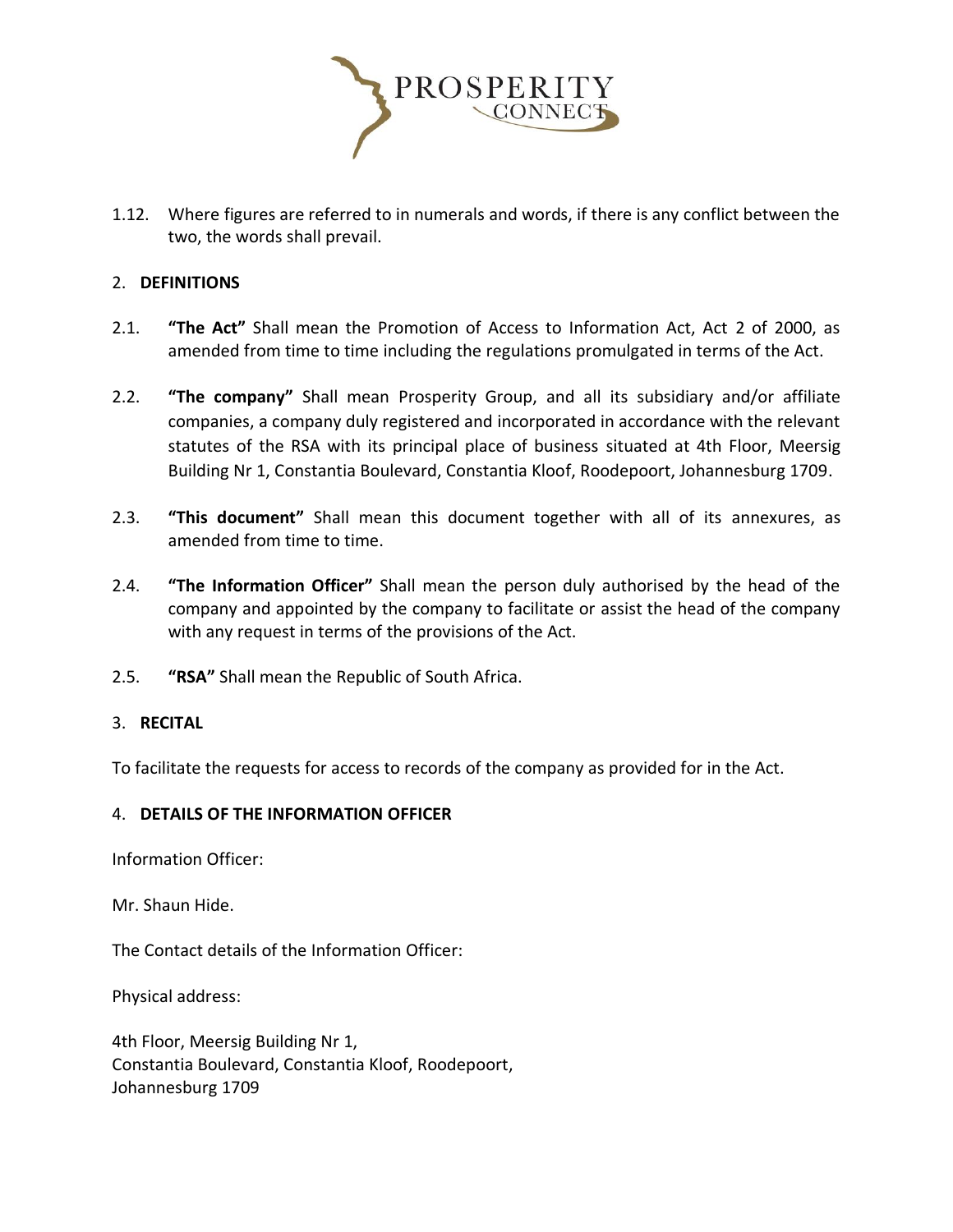1.12. Where figures are referred to in numerals and words, if there is any conflict between the two, the words shall prevail.

2. **DEFINITIONS**

2.1. **"The Act"** Shall mean the Promotion of Access to Information Act, Act 2 of 2000, as amended from time to time including the regulations promulgated in terms of the Act.

2.2. **"The company"** Shall mean Prosperity Group, and all its subsidiary and/or affiliate companies, a company duly registered and incorporated in accordance with the relevant statutes of the RSA with its principal place of business situated at 4th Floor, Meersig Building Nr 1, Constantia Boulevard, Constantia Kloof, Roodepoort, Johannesburg 1709.

2.3. **"This document"** Shall mean this document together with all of its annexures, as amended from time to time.

2.4. **"The Information Officer"** Shall mean the person duly authorised by the head of the company and appointed by the company to facilitate or assist the head of the company with any request in terms of the provisions of the Act.

2.5. **"RSA"** Shall mean the Republic of South Africa.

3. **RECITAL**

To facilitate the requests for access to records of the company as provided for in the Act.

4. **DETAILS OF THE INFORMATION OFFICER**

Information Officer:

Mr. Shaun Hide.

The Contact details of the Information Officer:

Physical address:

4th Floor, Meersig Building Nr 1,
Constantia Boulevard, Constantia Kloof, Roodepoort,
Johannesburg 1709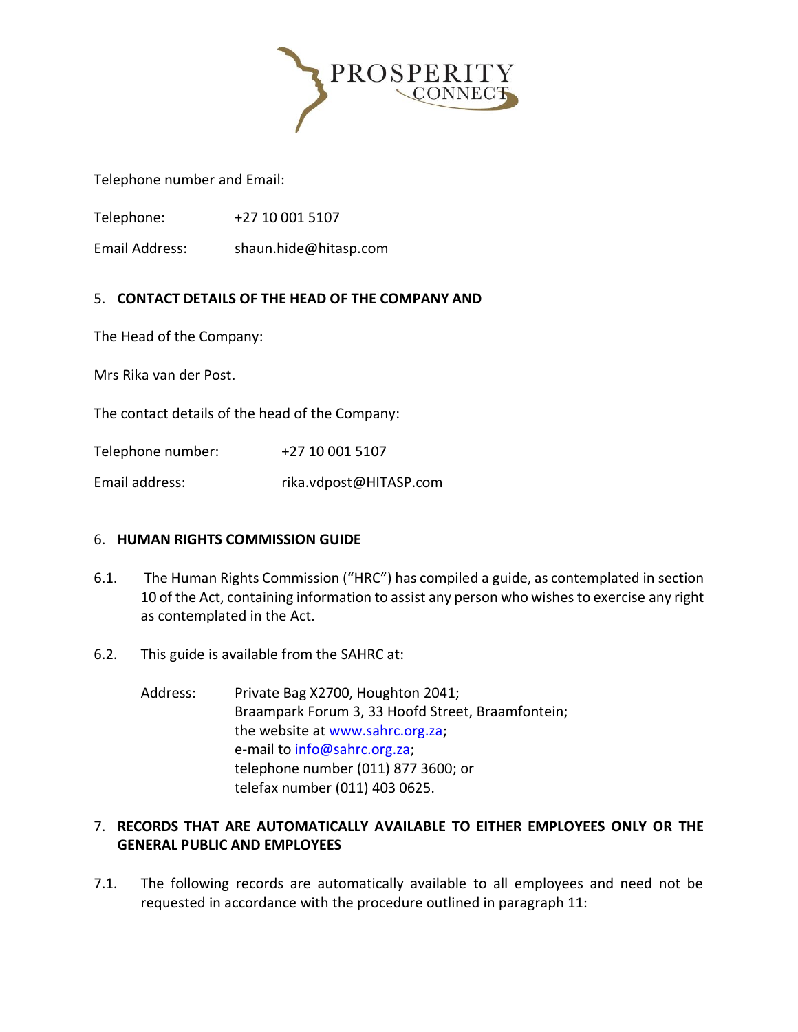Telephone number and Email:

Telephone: +27 10 001 5107

Email Address: shaun.hide@hitasp.com

## 5. CONTACT DETAILS OF THE HEAD OF THE COMPANY AND

The Head of the Company:

Mrs Rika van der Post.

The contact details of the head of the Company:

Telephone number: +27 10 001 5107

Email address: rika.vdpost@HITASP.com

## 6. HUMAN RIGHTS COMMISSION GUIDE

6.1. The Human Rights Commission ("HRC") has compiled a guide, as contemplated in section 10 of the Act, containing information to assist any person who wishes to exercise any right as contemplated in the Act.

6.2. This guide is available from the SAHRC at:

Address: Private Bag X2700, Houghton 2041;
Braampark Forum 3, 33 Hoofd Street, Braamfontein;
the website at www.sahrc.org.za;
e-mail to info@sahrc.org.za;
telephone number (011) 877 3600; or
telefax number (011) 403 0625.

## 7. RECORDS THAT ARE AUTOMATICALLY AVAILABLE TO EITHER EMPLOYEES ONLY OR THE GENERAL PUBLIC AND EMPLOYEES

7.1. The following records are automatically available to all employees and need not be requested in accordance with the procedure outlined in paragraph 11: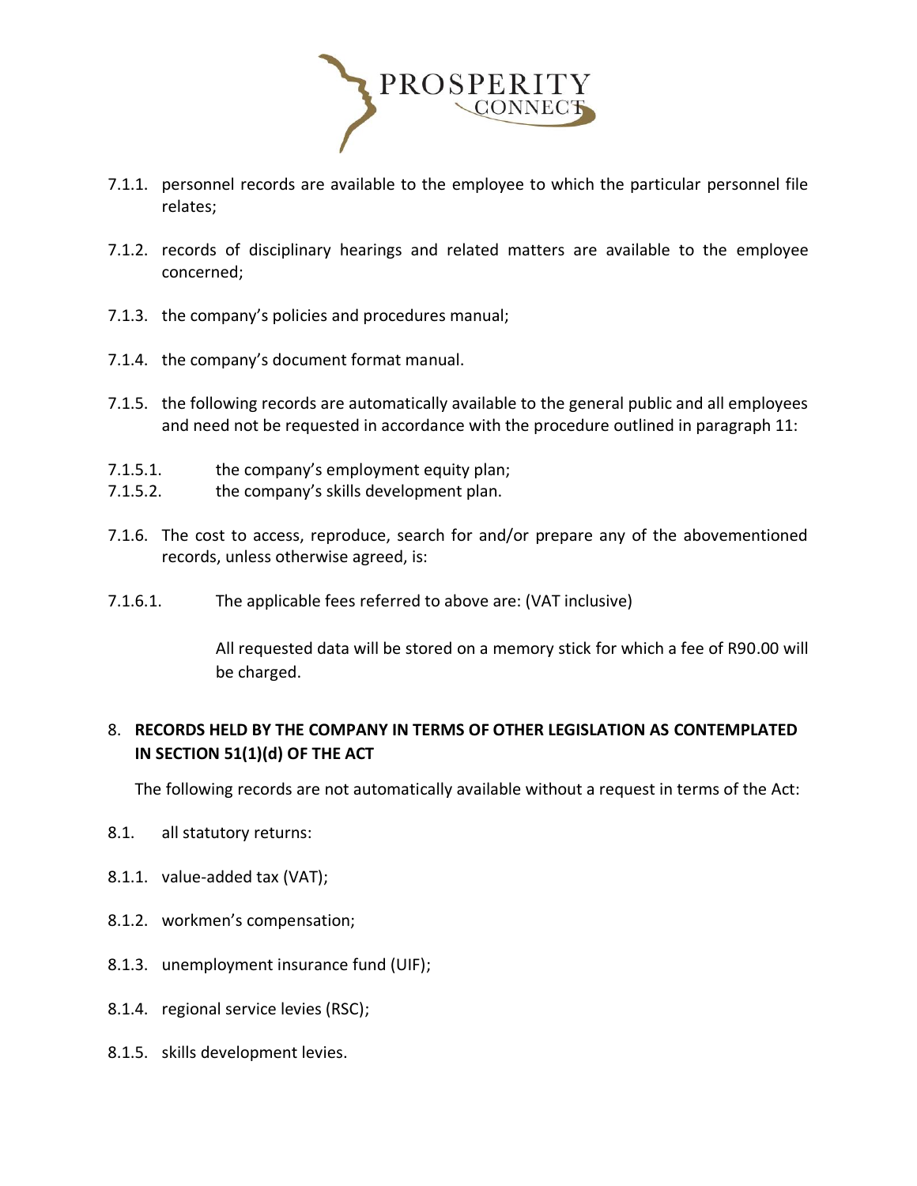7.1.1. personnel records are available to the employee to which the particular personnel file relates;

7.1.2. records of disciplinary hearings and related matters are available to the employee concerned;

7.1.3. the company's policies and procedures manual;

7.1.4. the company's document format manual.

7.1.5. the following records are automatically available to the general public and all employees and need not be requested in accordance with the procedure outlined in paragraph 11:

7.1.5.1. the company's employment equity plan;
7.1.5.2. the company's skills development plan.

7.1.6. The cost to access, reproduce, search for and/or prepare any of the abovementioned records, unless otherwise agreed, is:

7.1.6.1. The applicable fees referred to above are: (VAT inclusive)

All requested data will be stored on a memory stick for which a fee of R90.00 will be charged.

## 8. RECORDS HELD BY THE COMPANY IN TERMS OF OTHER LEGISLATION AS CONTEMPLATED IN SECTION 51(1)(d) OF THE ACT

The following records are not automatically available without a request in terms of the Act:

8.1. all statutory returns:

8.1.1. value-added tax (VAT);

8.1.2. workmen's compensation;

8.1.3. unemployment insurance fund (UIF);

8.1.4. regional service levies (RSC);

8.1.5. skills development levies.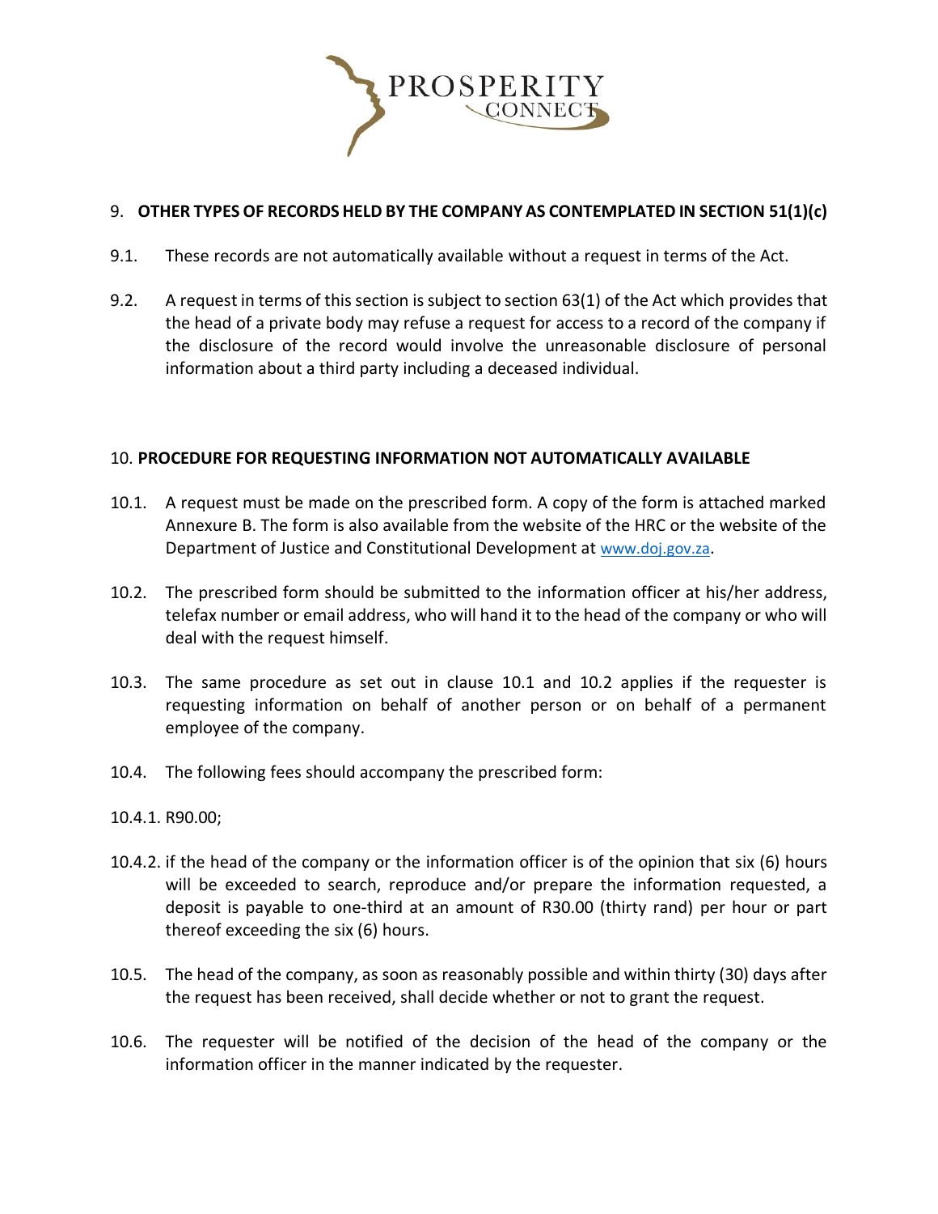## 9. OTHER TYPES OF RECORDS HELD BY THE COMPANY AS CONTEMPLATED IN SECTION 51(1)(c)

9.1. These records are not automatically available without a request in terms of the Act.

9.2. A request in terms of this section is subject to section 63(1) of the Act which provides that the head of a private body may refuse a request for access to a record of the company if the disclosure of the record would involve the unreasonable disclosure of personal information about a third party including a deceased individual.

## 10. PROCEDURE FOR REQUESTING INFORMATION NOT AUTOMATICALLY AVAILABLE

10.1. A request must be made on the prescribed form. A copy of the form is attached marked Annexure B. The form is also available from the website of the HRC or the website of the Department of Justice and Constitutional Development at www.doj.gov.za.

10.2. The prescribed form should be submitted to the information officer at his/her address, telefax number or email address, who will hand it to the head of the company or who will deal with the request himself.

10.3. The same procedure as set out in clause 10.1 and 10.2 applies if the requester is requesting information on behalf of another person or on behalf of a permanent employee of the company.

10.4. The following fees should accompany the prescribed form:

10.4.1. R90.00;

10.4.2. if the head of the company or the information officer is of the opinion that six (6) hours will be exceeded to search, reproduce and/or prepare the information requested, a deposit is payable to one-third at an amount of R30.00 (thirty rand) per hour or part thereof exceeding the six (6) hours.

10.5. The head of the company, as soon as reasonably possible and within thirty (30) days after the request has been received, shall decide whether or not to grant the request.

10.6. The requester will be notified of the decision of the head of the company or the information officer in the manner indicated by the requester.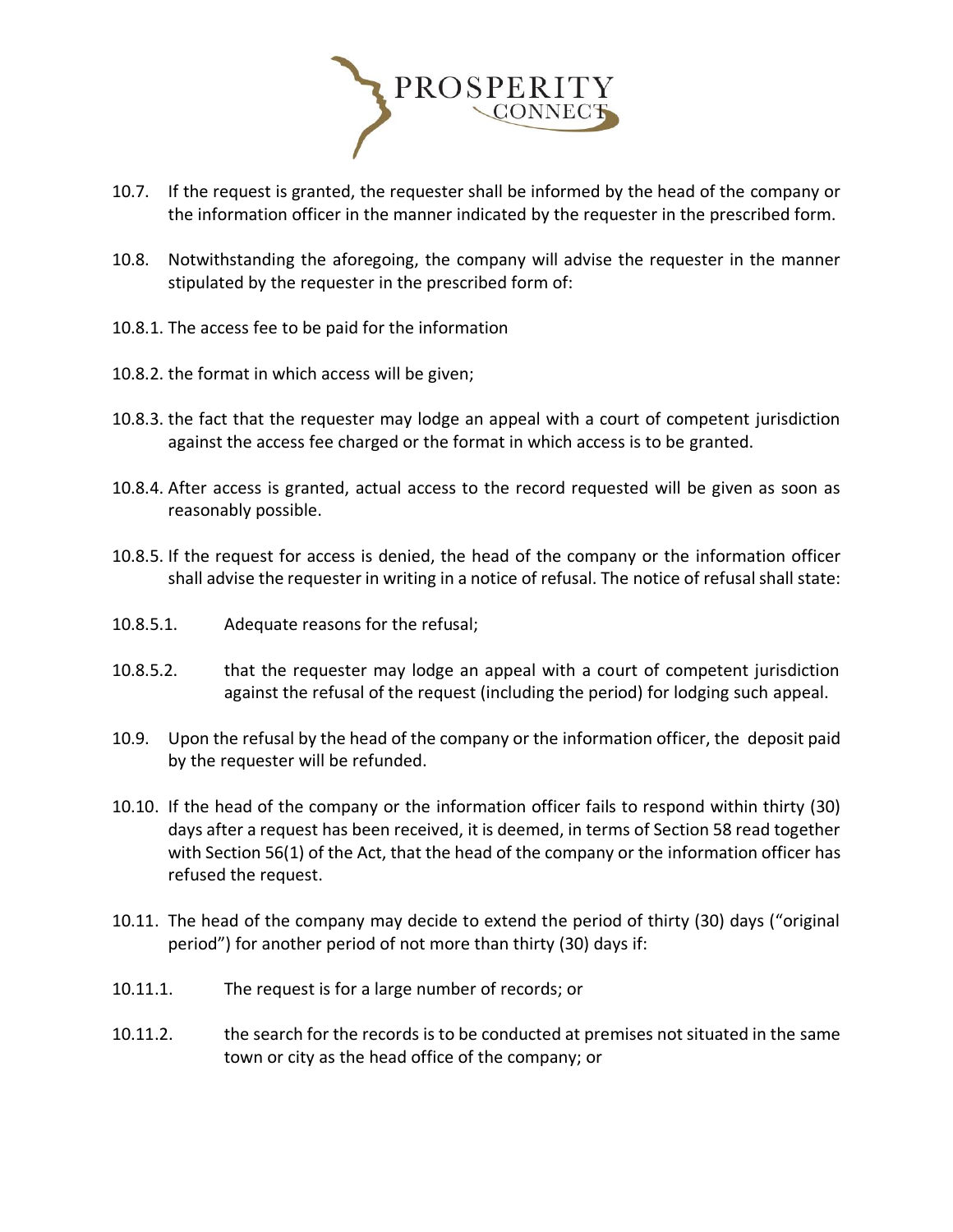10.7. If the request is granted, the requester shall be informed by the head of the company or the information officer in the manner indicated by the requester in the prescribed form.

10.8. Notwithstanding the aforegoing, the company will advise the requester in the manner stipulated by the requester in the prescribed form of:

10.8.1. The access fee to be paid for the information

10.8.2. the format in which access will be given;

10.8.3. the fact that the requester may lodge an appeal with a court of competent jurisdiction against the access fee charged or the format in which access is to be granted.

10.8.4. After access is granted, actual access to the record requested will be given as soon as reasonably possible.

10.8.5. If the request for access is denied, the head of the company or the information officer shall advise the requester in writing in a notice of refusal. The notice of refusal shall state:

10.8.5.1. Adequate reasons for the refusal;

10.8.5.2. that the requester may lodge an appeal with a court of competent jurisdiction against the refusal of the request (including the period) for lodging such appeal.

10.9. Upon the refusal by the head of the company or the information officer, the deposit paid by the requester will be refunded.

10.10. If the head of the company or the information officer fails to respond within thirty (30) days after a request has been received, it is deemed, in terms of Section 58 read together with Section 56(1) of the Act, that the head of the company or the information officer has refused the request.

10.11. The head of the company may decide to extend the period of thirty (30) days ("original period") for another period of not more than thirty (30) days if:

10.11.1. The request is for a large number of records; or

10.11.2. the search for the records is to be conducted at premises not situated in the same town or city as the head office of the company; or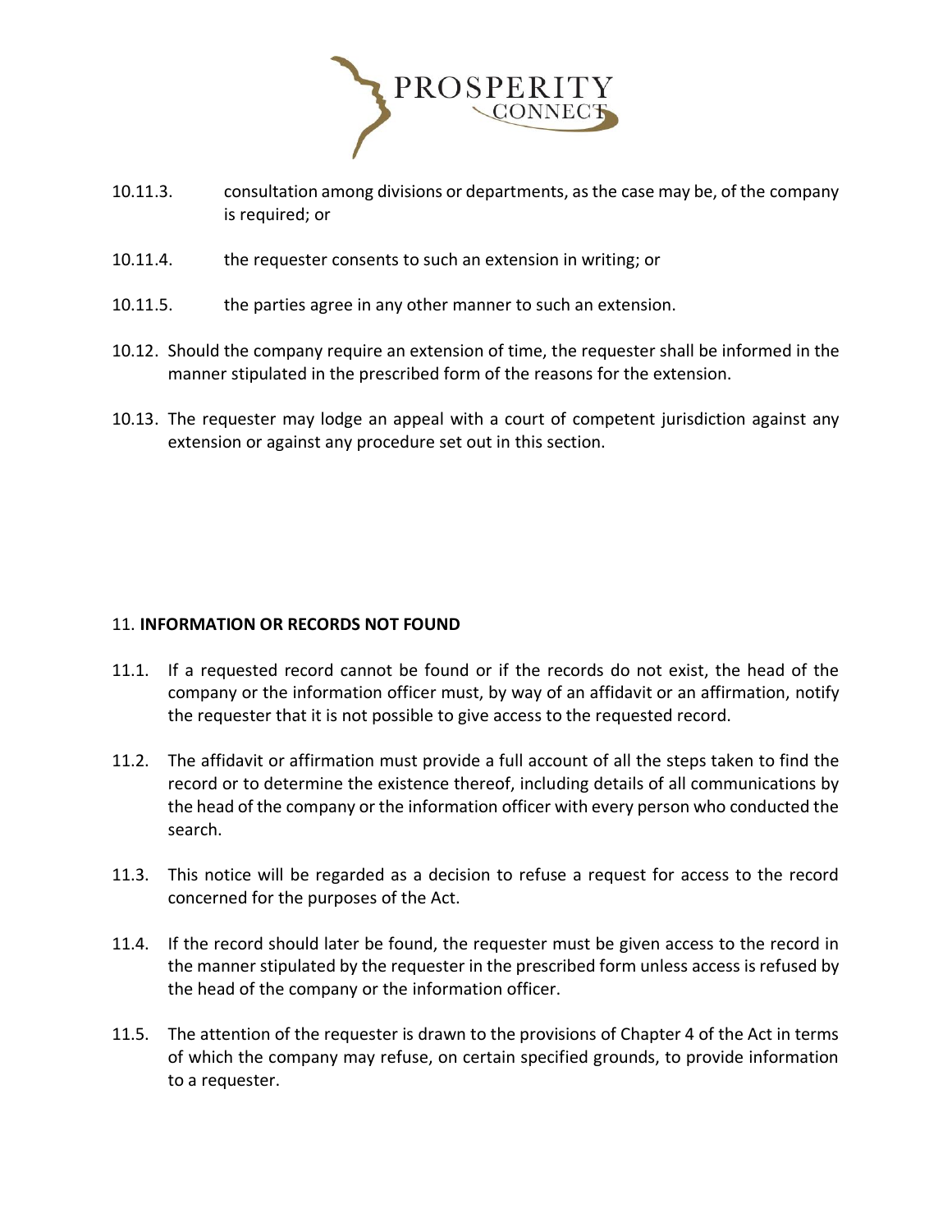10.11.3. consultation among divisions or departments, as the case may be, of the company is required; or

10.11.4. the requester consents to such an extension in writing; or

10.11.5. the parties agree in any other manner to such an extension.

10.12. Should the company require an extension of time, the requester shall be informed in the manner stipulated in the prescribed form of the reasons for the extension.

10.13. The requester may lodge an appeal with a court of competent jurisdiction against any extension or against any procedure set out in this section.

## 11. **INFORMATION OR RECORDS NOT FOUND**

11.1. If a requested record cannot be found or if the records do not exist, the head of the company or the information officer must, by way of an affidavit or an affirmation, notify the requester that it is not possible to give access to the requested record.

11.2. The affidavit or affirmation must provide a full account of all the steps taken to find the record or to determine the existence thereof, including details of all communications by the head of the company or the information officer with every person who conducted the search.

11.3. This notice will be regarded as a decision to refuse a request for access to the record concerned for the purposes of the Act.

11.4. If the record should later be found, the requester must be given access to the record in the manner stipulated by the requester in the prescribed form unless access is refused by the head of the company or the information officer.

11.5. The attention of the requester is drawn to the provisions of Chapter 4 of the Act in terms of which the company may refuse, on certain specified grounds, to provide information to a requester.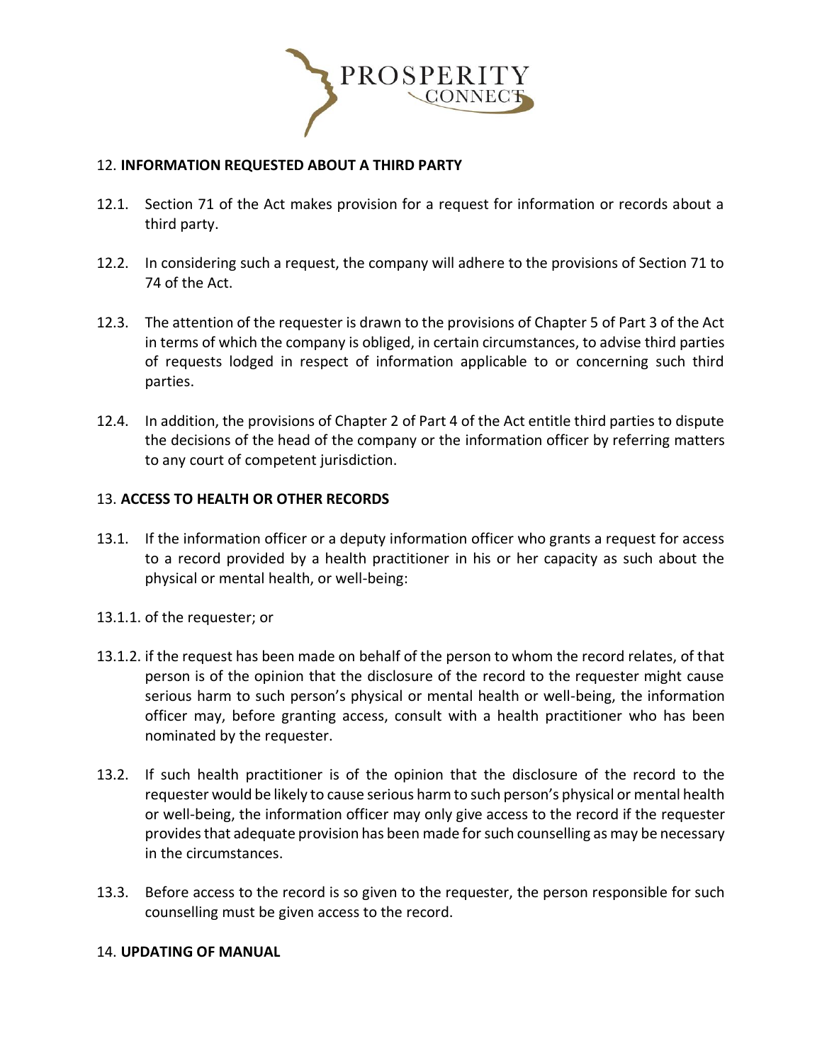## 12. INFORMATION REQUESTED ABOUT A THIRD PARTY

12.1. Section 71 of the Act makes provision for a request for information or records about a third party.

12.2. In considering such a request, the company will adhere to the provisions of Section 71 to 74 of the Act.

12.3. The attention of the requester is drawn to the provisions of Chapter 5 of Part 3 of the Act in terms of which the company is obliged, in certain circumstances, to advise third parties of requests lodged in respect of information applicable to or concerning such third parties.

12.4. In addition, the provisions of Chapter 2 of Part 4 of the Act entitle third parties to dispute the decisions of the head of the company or the information officer by referring matters to any court of competent jurisdiction.

## 13. ACCESS TO HEALTH OR OTHER RECORDS

13.1. If the information officer or a deputy information officer who grants a request for access to a record provided by a health practitioner in his or her capacity as such about the physical or mental health, or well-being:

13.1.1. of the requester; or

13.1.2. if the request has been made on behalf of the person to whom the record relates, of that person is of the opinion that the disclosure of the record to the requester might cause serious harm to such person's physical or mental health or well-being, the information officer may, before granting access, consult with a health practitioner who has been nominated by the requester.

13.2. If such health practitioner is of the opinion that the disclosure of the record to the requester would be likely to cause serious harm to such person's physical or mental health or well-being, the information officer may only give access to the record if the requester provides that adequate provision has been made for such counselling as may be necessary in the circumstances.

13.3. Before access to the record is so given to the requester, the person responsible for such counselling must be given access to the record.

## 14. UPDATING OF MANUAL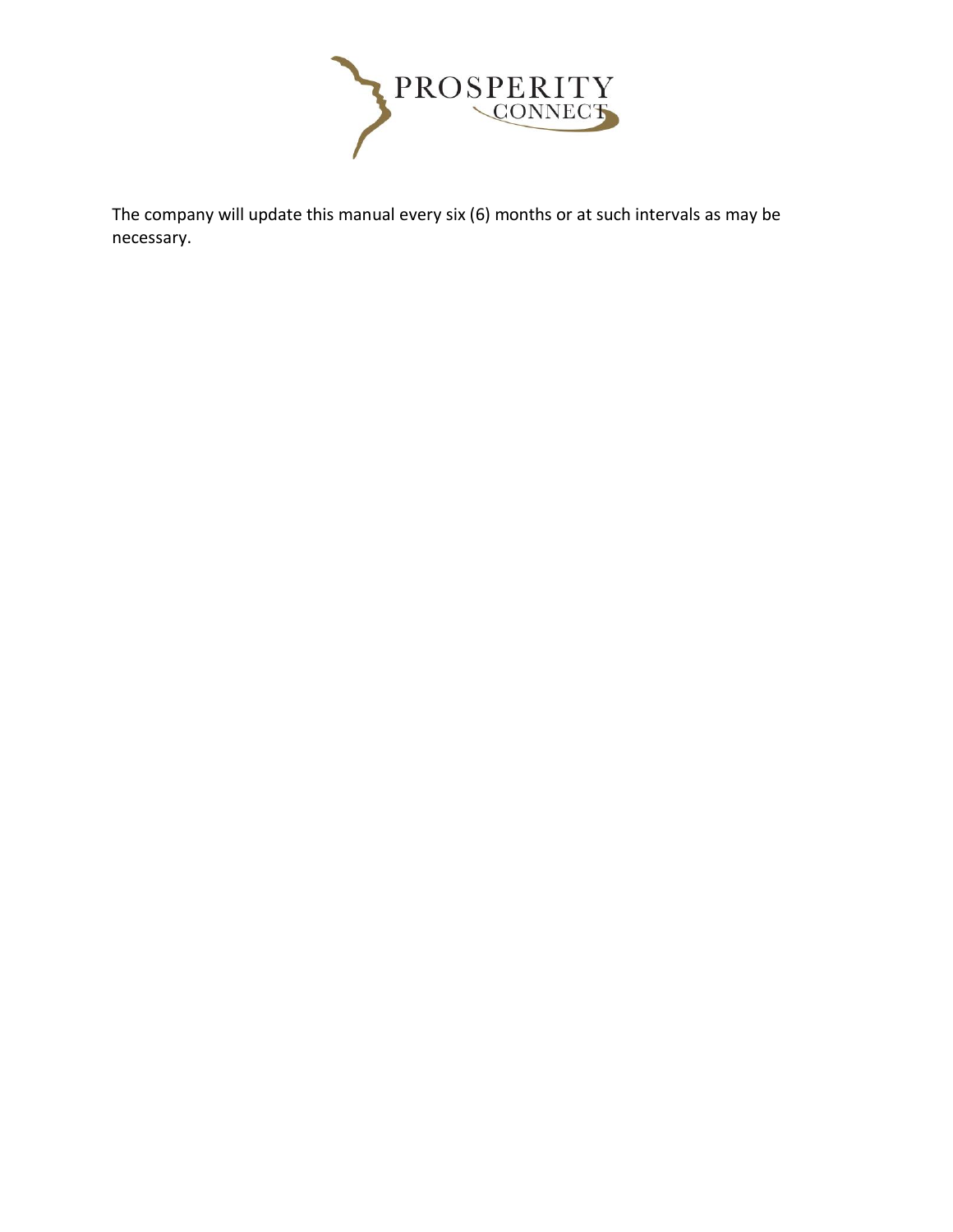The company will update this manual every six (6) months or at such intervals as may be necessary.